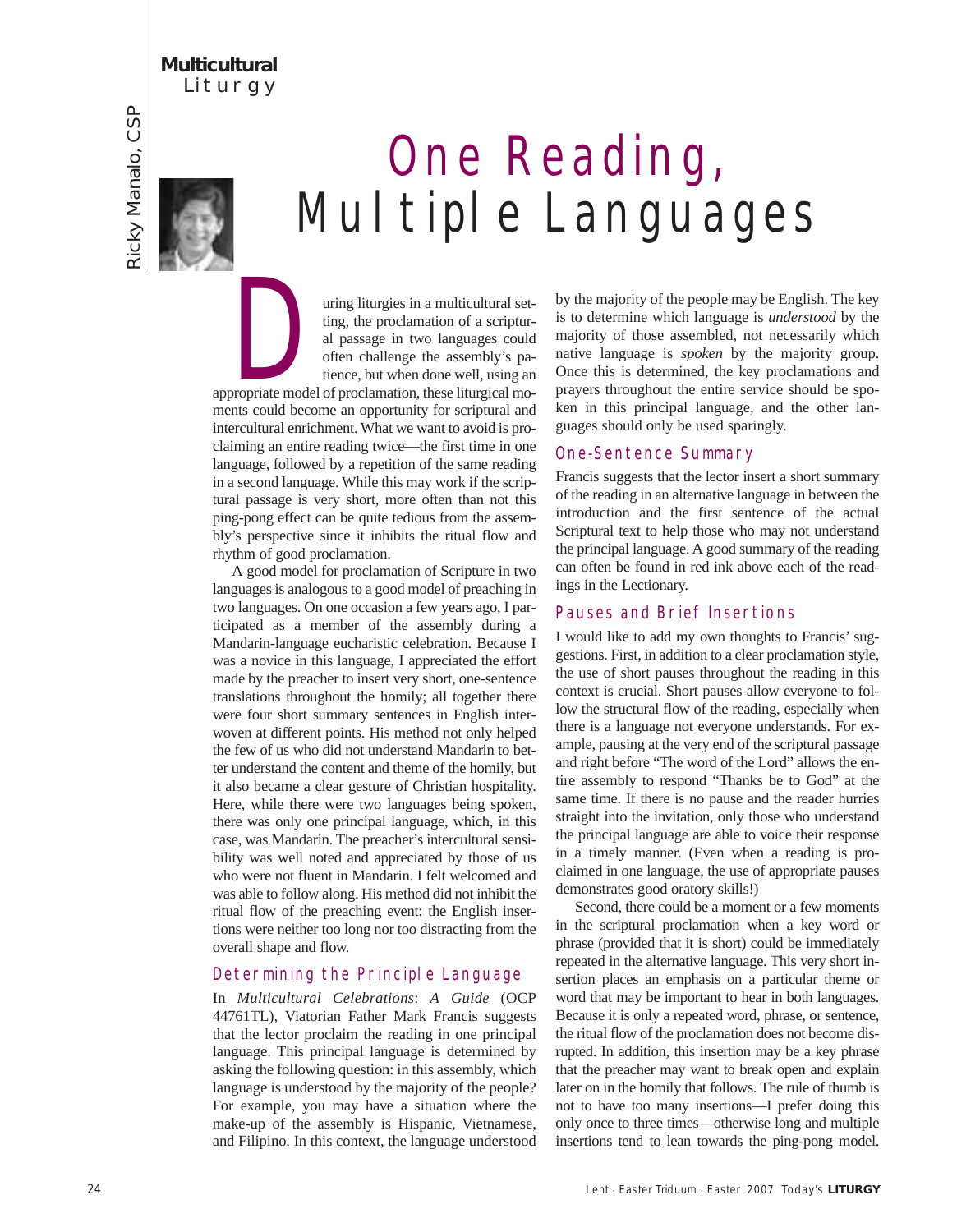Multicultural Liturgy

Ricky Manalo, CSP

# One Reading, Multiple Languages

During liturgies in a multicultural setting, the proclamation of a scriptural passage in two languages could often challenge the assembly's patience, but when done well, using an appropriate model of proclamation, these liturgical moments could become an opportunity for scriptural and intercultural enrichment. What we want to avoid is proclaiming an entire reading twice—the first time in one language, followed by a repetition of the same reading in a second language. While this may work if the scriptural passage is very short, more often than not this ping-pong effect can be quite tedious from the assembly's perspective since it inhibits the ritual flow and rhythm of good proclamation.

A good model for proclamation of Scripture in two languages is analogous to a good model of preaching in two languages. On one occasion a few years ago, I participated as a member of the assembly during a Mandarin-language eucharistic celebration. Because I was a novice in this language, I appreciated the effort made by the preacher to insert very short, one-sentence translations throughout the homily; all together there were four short summary sentences in English interwoven at different points. His method not only helped the few of us who did not understand Mandarin to better understand the content and theme of the homily, but it also became a clear gesture of Christian hospitality. Here, while there were two languages being spoken, there was only one principal language, which, in this case, was Mandarin. The preacher's intercultural sensibility was well noted and appreciated by those of us who were not fluent in Mandarin. I felt welcomed and was able to follow along. His method did not inhibit the ritual flow of the preaching event: the English insertions were neither too long nor too distracting from the overall shape and flow.

## Determining the Principle Language

In *Multicultural Celebrations*: *A Guide* (OCP 44761TL), Viatorian Father Mark Francis suggests that the lector proclaim the reading in one principal language. This principal language is determined by asking the following question: in this assembly, which language is understood by the majority of the people? For example, you may have a situation where the make-up of the assembly is Hispanic, Vietnamese, and Filipino. In this context, the language understood by the majority of the people may be English. The key is to determine which language is *understood* by the majority of those assembled, not necessarily which native language is *spoken* by the majority group. Once this is determined, the key proclamations and prayers throughout the entire service should be spoken in this principal language, and the other languages should only be used sparingly.

## One-Sentence Summary

Francis suggests that the lector insert a short summary of the reading in an alternative language in between the introduction and the first sentence of the actual Scriptural text to help those who may not understand the principal language. A good summary of the reading can often be found in red ink above each of the readings in the Lectionary.

## Pauses and Brief Insertions

I would like to add my own thoughts to Francis' suggestions. First, in addition to a clear proclamation style, the use of short pauses throughout the reading in this context is crucial. Short pauses allow everyone to follow the structural flow of the reading, especially when there is a language not everyone understands. For example, pausing at the very end of the scriptural passage and right before "The word of the Lord" allows the entire assembly to respond "Thanks be to God" at the same time. If there is no pause and the reader hurries straight into the invitation, only those who understand the principal language are able to voice their response in a timely manner. (Even when a reading is proclaimed in one language, the use of appropriate pauses demonstrates good oratory skills!)

Second, there could be a moment or a few moments in the scriptural proclamation when a key word or phrase (provided that it is short) could be immediately repeated in the alternative language. This very short insertion places an emphasis on a particular theme or word that may be important to hear in both languages. Because it is only a repeated word, phrase, or sentence, the ritual flow of the proclamation does not become disrupted. In addition, this insertion may be a key phrase that the preacher may want to break open and explain later on in the homily that follows. The rule of thumb is not to have too many insertions—I prefer doing this only once to three times—otherwise long and multiple insertions tend to lean towards the ping-pong model.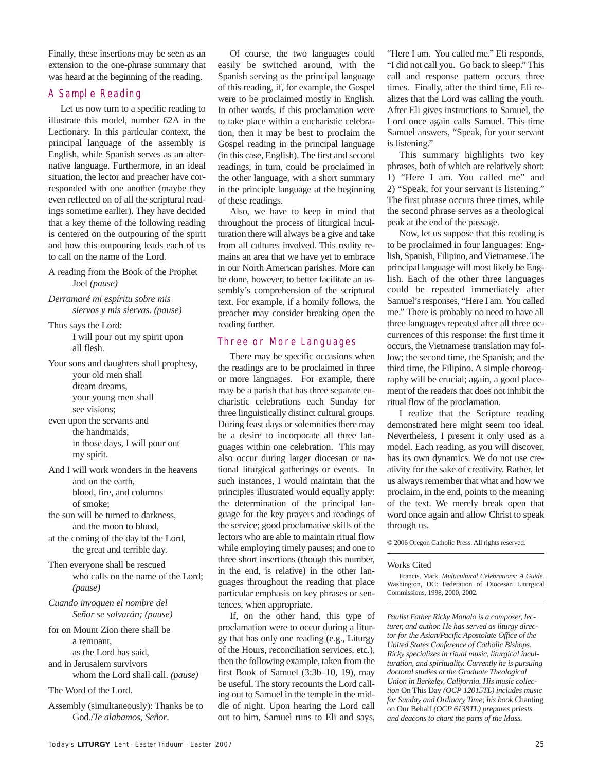Finally, these insertions may be seen as an extension to the one-phrase summary that was heard at the beginning of the reading.

## A Sample Reading

Let us now turn to a specific reading to illustrate this model, number 62A in the Lectionary. In this particular context, the principal language of the assembly is English, while Spanish serves as an alternative language. Furthermore, in an ideal situation, the lector and preacher have corresponded with one another (maybe they even reflected on of all the scriptural readings sometime earlier). They have decided that a key theme of the following reading is centered on the outpouring of the spirit and how this outpouring leads each of us to call on the name of the Lord.

A reading from the Book of the Prophet Joel *(pause)*

*Derramaré mi espíritu sobre mis siervos y mis siervas. (pause)*

Thus says the Lord:
I will pour out my spirit upon all flesh.

Your sons and daughters shall prophesy,
your old men shall dream dreams,
your young men shall see visions;
even upon the servants and the handmaids,
in those days, I will pour out my spirit.

And I will work wonders in the heavens and on the earth,
blood, fire, and columns of smoke;
the sun will be turned to darkness,
and the moon to blood,
at the coming of the day of the Lord,
the great and terrible day.

Then everyone shall be rescued
who calls on the name of the Lord;
*(pause)*

*Cuando invoquen el nombre del Señor se salvarán; (pause)*

for on Mount Zion there shall be a remnant,
as the Lord has said,
and in Jerusalem survivors
whom the Lord shall call. *(pause)*

The Word of the Lord.

Assembly (simultaneously): Thanks be to God./*Te alabamos, Señor*.

Of course, the two languages could easily be switched around, with the Spanish serving as the principal language of this reading, if, for example, the Gospel were to be proclaimed mostly in English. In other words, if this proclamation were to take place within a eucharistic celebration, then it may be best to proclaim the Gospel reading in the principal language (in this case, English). The first and second readings, in turn, could be proclaimed in the other language, with a short summary in the principle language at the beginning of these readings.

Also, we have to keep in mind that throughout the process of liturgical inculturation there will always be a give and take from all cultures involved. This reality remains an area that we have yet to embrace in our North American parishes. More can be done, however, to better facilitate an assembly's comprehension of the scriptural text. For example, if a homily follows, the preacher may consider breaking open the reading further.

## Three or More Languages

There may be specific occasions when the readings are to be proclaimed in three or more languages. For example, there may be a parish that has three separate eucharistic celebrations each Sunday for three linguistically distinct cultural groups. During feast days or solemnities there may be a desire to incorporate all three languages within one celebration. This may also occur during larger diocesan or national liturgical gatherings or events. In such instances, I would maintain that the principles illustrated would equally apply: the determination of the principal language for the key prayers and readings of the service; good proclamative skills of the lectors who are able to maintain ritual flow while employing timely pauses; and one to three short insertions (though this number, in the end, is relative) in the other languages throughout the reading that place particular emphasis on key phrases or sentences, when appropriate.

If, on the other hand, this type of proclamation were to occur during a liturgy that has only one reading (e.g., Liturgy of the Hours, reconciliation services, etc.), then the following example, taken from the first Book of Samuel (3:3b–10, 19), may be useful. The story recounts the Lord calling out to Samuel in the temple in the middle of night. Upon hearing the Lord call out to him, Samuel runs to Eli and says, "Here I am. You called me." Eli responds, "I did not call you. Go back to sleep." This call and response pattern occurs three times. Finally, after the third time, Eli realizes that the Lord was calling the youth. After Eli gives instructions to Samuel, the Lord once again calls Samuel. This time Samuel answers, "Speak, for your servant is listening."

This summary highlights two key phrases, both of which are relatively short: 1) "Here I am. You called me" and 2) "Speak, for your servant is listening." The first phrase occurs three times, while the second phrase serves as a theological peak at the end of the passage.

Now, let us suppose that this reading is to be proclaimed in four languages: English, Spanish, Filipino, and Vietnamese. The principal language will most likely be English. Each of the other three languages could be repeated immediately after Samuel's responses, "Here I am. You called me." There is probably no need to have all three languages repeated after all three occurrences of this response: the first time it occurs, the Vietnamese translation may follow; the second time, the Spanish; and the third time, the Filipino. A simple choreography will be crucial; again, a good placement of the readers that does not inhibit the ritual flow of the proclamation.

I realize that the Scripture reading demonstrated here might seem too ideal. Nevertheless, I present it only used as a model. Each reading, as you will discover, has its own dynamics. We do not use creativity for the sake of creativity. Rather, let us always remember that what and how we proclaim, in the end, points to the meaning of the text. We merely break open that word once again and allow Christ to speak through us.

© 2006 Oregon Catholic Press. All rights reserved.

---

Works Cited

Francis, Mark. *Multicultural Celebrations: A Guide*. Washington, DC: Federation of Diocesan Liturgical Commissions, 1998, 2000, 2002.

---

*Paulist Father Ricky Manalo is a composer, lecturer, and author. He has served as liturgy director for the Asian/Pacific Apostolate Office of the United States Conference of Catholic Bishops. Ricky specializes in ritual music, liturgical inculturation, and spirituality. Currently he is pursuing doctoral studies at the Graduate Theological Union in Berkeley, California. His music collection* On This Day *(OCP 12015TL) includes music for Sunday and Ordinary Time; his book* Chanting on Our Behalf *(OCP 6138TL) prepares priests and deacons to chant the parts of the Mass.*